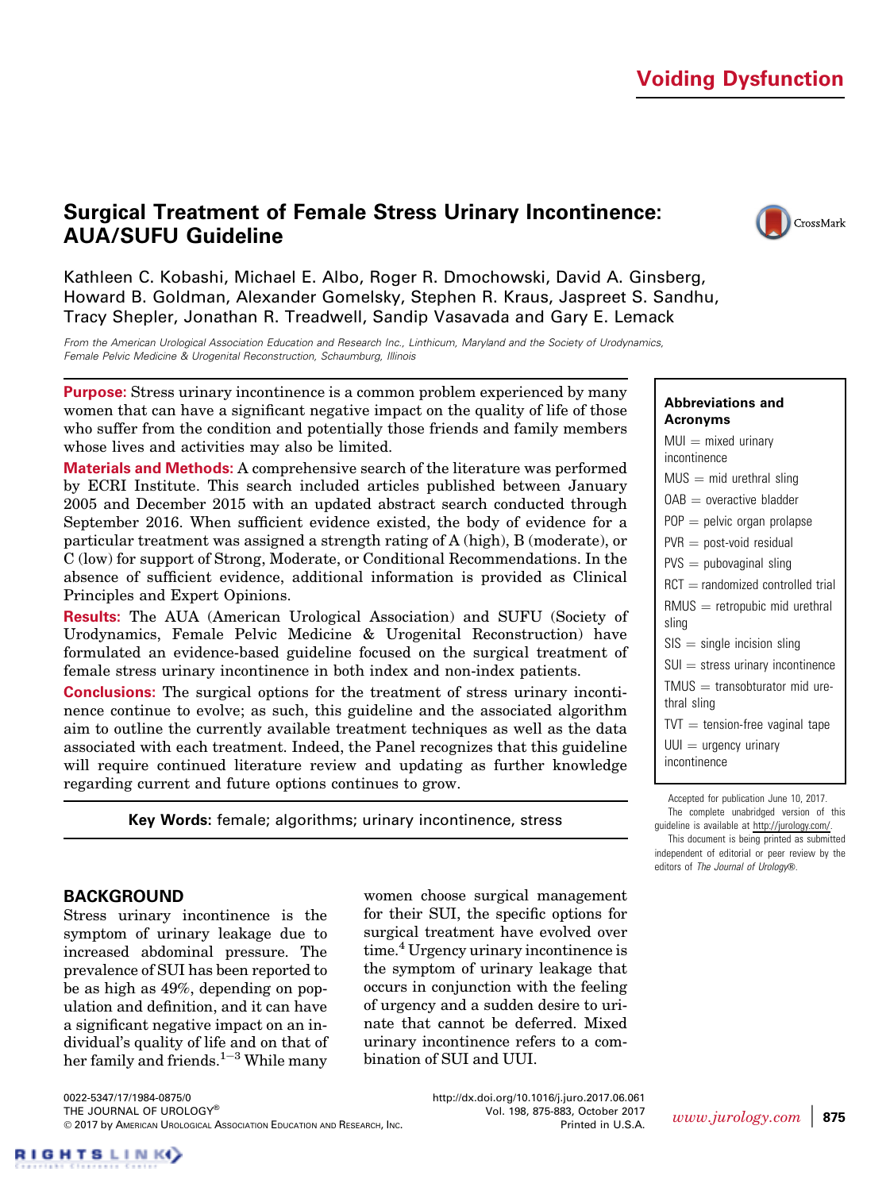Voiding Dysfunction

# Surgical Treatment of Female Stress Urinary Incontinence: AUA/SUFU Guideline

Kathleen C. Kobashi, Michael E. Albo, Roger R. Dmochowski, David A. Ginsberg, Howard B. Goldman, Alexander Gomelsky, Stephen R. Kraus, Jaspreet S. Sandhu, Tracy Shepler, Jonathan R. Treadwell, Sandip Vasavada and Gary E. Lemack

*From the American Urological Association Education and Research Inc., Linthicum, Maryland and the Society of Urodynamics, Female Pelvic Medicine & Urogenital Reconstruction, Schaumburg, Illinois*

**Purpose:** Stress urinary incontinence is a common problem experienced by many women that can have a significant negative impact on the quality of life of those who suffer from the condition and potentially those friends and family members whose lives and activities may also be limited.

**Materials and Methods:** A comprehensive search of the literature was performed by ECRI Institute. This search included articles published between January 2005 and December 2015 with an updated abstract search conducted through September 2016. When sufficient evidence existed, the body of evidence for a particular treatment was assigned a strength rating of A (high), B (moderate), or C (low) for support of Strong, Moderate, or Conditional Recommendations. In the absence of sufficient evidence, additional information is provided as Clinical Principles and Expert Opinions.

**Results:** The AUA (American Urological Association) and SUFU (Society of Urodynamics, Female Pelvic Medicine & Urogenital Reconstruction) have formulated an evidence-based guideline focused on the surgical treatment of female stress urinary incontinence in both index and non-index patients.

**Conclusions:** The surgical options for the treatment of stress urinary incontinence continue to evolve; as such, this guideline and the associated algorithm aim to outline the currently available treatment techniques as well as the data associated with each treatment. Indeed, the Panel recognizes that this guideline will require continued literature review and updating as further knowledge regarding current and future options continues to grow.

**Key Words:** female; algorithms; urinary incontinence, stress

**Abbreviations and Acronyms**

MUI = mixed urinary incontinence
MUS = mid urethral sling
OAB = overactive bladder
POP = pelvic organ prolapse
PVR = post-void residual
PVS = pubovaginal sling
RCT = randomized controlled trial
RMUS = retropubic mid urethral sling
SIS = single incision sling
SUI = stress urinary incontinence
TMUS = transobturator mid urethral sling
TVT = tension-free vaginal tape
UUI = urgency urinary incontinence

Accepted for publication June 10, 2017.
The complete unabridged version of this guideline is available at http://jurology.com/.
This document is being printed as submitted independent of editorial or peer review by the editors of *The Journal of Urology*®.

## BACKGROUND

Stress urinary incontinence is the symptom of urinary leakage due to increased abdominal pressure. The prevalence of SUI has been reported to be as high as 49%, depending on population and definition, and it can have a significant negative impact on an individual's quality of life and on that of her family and friends.[1–3] While many women choose surgical management for their SUI, the specific options for surgical treatment have evolved over time.[4] Urgency urinary incontinence is the symptom of urinary leakage that occurs in conjunction with the feeling of urgency and a sudden desire to urinate that cannot be deferred. Mixed urinary incontinence refers to a combination of SUI and UUI.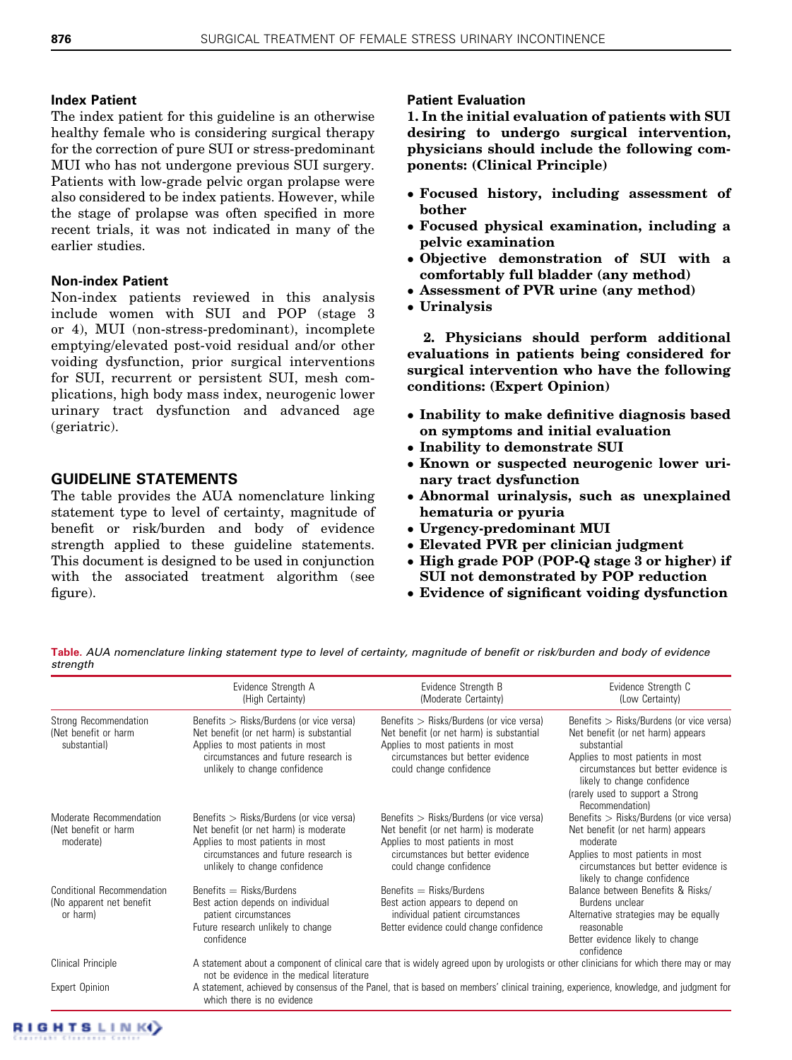### Index Patient

The index patient for this guideline is an otherwise healthy female who is considering surgical therapy for the correction of pure SUI or stress-predominant MUI who has not undergone previous SUI surgery. Patients with low-grade pelvic organ prolapse were also considered to be index patients. However, while the stage of prolapse was often specified in more recent trials, it was not indicated in many of the earlier studies.

### Non-index Patient

Non-index patients reviewed in this analysis include women with SUI and POP (stage 3 or 4), MUI (non-stress-predominant), incomplete emptying/elevated post-void residual and/or other voiding dysfunction, prior surgical interventions for SUI, recurrent or persistent SUI, mesh complications, high body mass index, neurogenic lower urinary tract dysfunction and advanced age (geriatric).

## GUIDELINE STATEMENTS

The table provides the AUA nomenclature linking statement type to level of certainty, magnitude of benefit or risk/burden and body of evidence strength applied to these guideline statements. This document is designed to be used in conjunction with the associated treatment algorithm (see figure).

### Patient Evaluation

**1. In the initial evaluation of patients with SUI desiring to undergo surgical intervention, physicians should include the following components: (Clinical Principle)**

- **Focused history, including assessment of bother**
- **Focused physical examination, including a pelvic examination**
- **Objective demonstration of SUI with a comfortably full bladder (any method)**
- **Assessment of PVR urine (any method)**
- **Urinalysis**

**2. Physicians should perform additional evaluations in patients being considered for surgical intervention who have the following conditions: (Expert Opinion)**

- **Inability to make definitive diagnosis based on symptoms and initial evaluation**
- **Inability to demonstrate SUI**
- **Known or suspected neurogenic lower urinary tract dysfunction**
- **Abnormal urinalysis, such as unexplained hematuria or pyuria**
- **Urgency-predominant MUI**
- **Elevated PVR per clinician judgment**
- **High grade POP (POP-Q stage 3 or higher) if SUI not demonstrated by POP reduction**
- **Evidence of significant voiding dysfunction**

*Table. AUA nomenclature linking statement type to level of certainty, magnitude of benefit or risk/burden and body of evidence strength*

| | Evidence Strength A (High Certainty) | Evidence Strength B (Moderate Certainty) | Evidence Strength C (Low Certainty) |
|---|---|---|---|
| Strong Recommendation (Net benefit or harm substantial) | Benefits > Risks/Burdens (or vice versa) Net benefit (or net harm) is substantial Applies to most patients in most circumstances and future research is unlikely to change confidence | Benefits > Risks/Burdens (or vice versa) Net benefit (or net harm) is substantial Applies to most patients in most circumstances but better evidence could change confidence | Benefits > Risks/Burdens (or vice versa) Net benefit (or net harm) appears substantial Applies to most patients in most circumstances but better evidence is likely to change confidence (rarely used to support a Strong Recommendation) |
| Moderate Recommendation (Net benefit or harm moderate) | Benefits > Risks/Burdens (or vice versa) Net benefit (or net harm) is moderate Applies to most patients in most circumstances and future research is unlikely to change confidence | Benefits > Risks/Burdens (or vice versa) Net benefit (or net harm) is moderate Applies to most patients in most circumstances but better evidence could change confidence | Benefits > Risks/Burdens (or vice versa) Net benefit (or net harm) appears moderate Applies to most patients in most circumstances but better evidence is likely to change confidence |
| Conditional Recommendation (No apparent net benefit or harm) | Benefits = Risks/Burdens Best action depends on individual patient circumstances Future research unlikely to change confidence | Benefits = Risks/Burdens Best action appears to depend on individual patient circumstances Better evidence could change confidence | Balance between Benefits & Risks/Burdens unclear Alternative strategies may be equally reasonable Better evidence likely to change confidence |
| Clinical Principle | A statement about a component of clinical care that is widely agreed upon by urologists or other clinicians for which there may or may not be evidence in the medical literature | | |
| Expert Opinion | A statement, achieved by consensus of the Panel, that is based on members' clinical training, experience, knowledge, and judgment for which there is no evidence | | |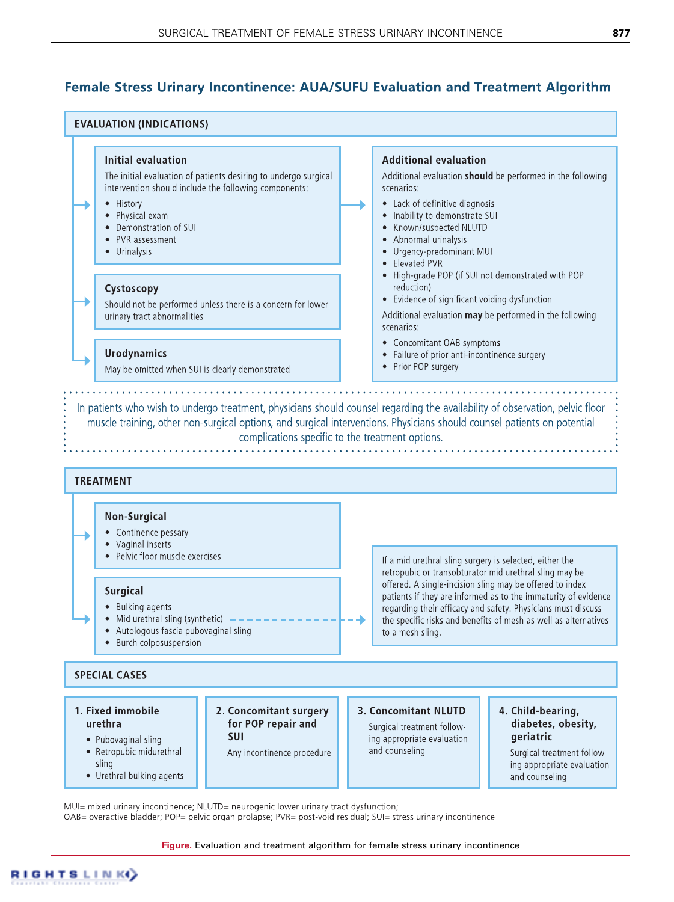## Female Stress Urinary Incontinence: AUA/SUFU Evaluation and Treatment Algorithm

### EVALUATION (INDICATIONS)

**Initial evaluation**

The initial evaluation of patients desiring to undergo surgical intervention should include the following components:

- History
- Physical exam
- Demonstration of SUI
- PVR assessment
- Urinalysis

**Additional evaluation**

Additional evaluation **should** be performed in the following scenarios:

- Lack of definitive diagnosis
- Inability to demonstrate SUI
- Known/suspected NLUTD
- Abnormal urinalysis
- Urgency-predominant MUI
- Elevated PVR
- High-grade POP (if SUI not demonstrated with POP reduction)
- Evidence of significant voiding dysfunction

Additional evaluation **may** be performed in the following scenarios:

- Concomitant OAB symptoms
- Failure of prior anti-incontinence surgery
- Prior POP surgery

**Cystoscopy**

Should not be performed unless there is a concern for lower urinary tract abnormalities

**Urodynamics**

May be omitted when SUI is clearly demonstrated

In patients who wish to undergo treatment, physicians should counsel regarding the availability of observation, pelvic floor muscle training, other non-surgical options, and surgical interventions. Physicians should counsel patients on potential complications specific to the treatment options.

### TREATMENT

**Non-Surgical**

- Continence pessary
- Vaginal inserts
- Pelvic floor muscle exercises

**Surgical**

- Bulking agents
- Mid urethral sling (synthetic)
- Autologous fascia pubovaginal sling
- Burch colposuspension

If a mid urethral sling surgery is selected, either the retropubic or transobturator mid urethral sling may be offered. A single-incision sling may be offered to index patients if they are informed as to the immaturity of evidence regarding their efficacy and safety. Physicians must discuss the specific risks and benefits of mesh as well as alternatives to a mesh sling.

### SPECIAL CASES

**1. Fixed immobile urethra**

- Pubovaginal sling
- Retropubic midurethral sling
- Urethral bulking agents

**2. Concomitant surgery for POP repair and SUI**

Any incontinence procedure

**3. Concomitant NLUTD**

Surgical treatment following appropriate evaluation and counseling

**4. Child-bearing, diabetes, obesity, geriatric**

Surgical treatment following appropriate evaluation and counseling

MUI= mixed urinary incontinence; NLUTD= neurogenic lower urinary tract dysfunction;
OAB= overactive bladder; POP= pelvic organ prolapse; PVR= post-void residual; SUI= stress urinary incontinence

**Figure.** Evaluation and treatment algorithm for female stress urinary incontinence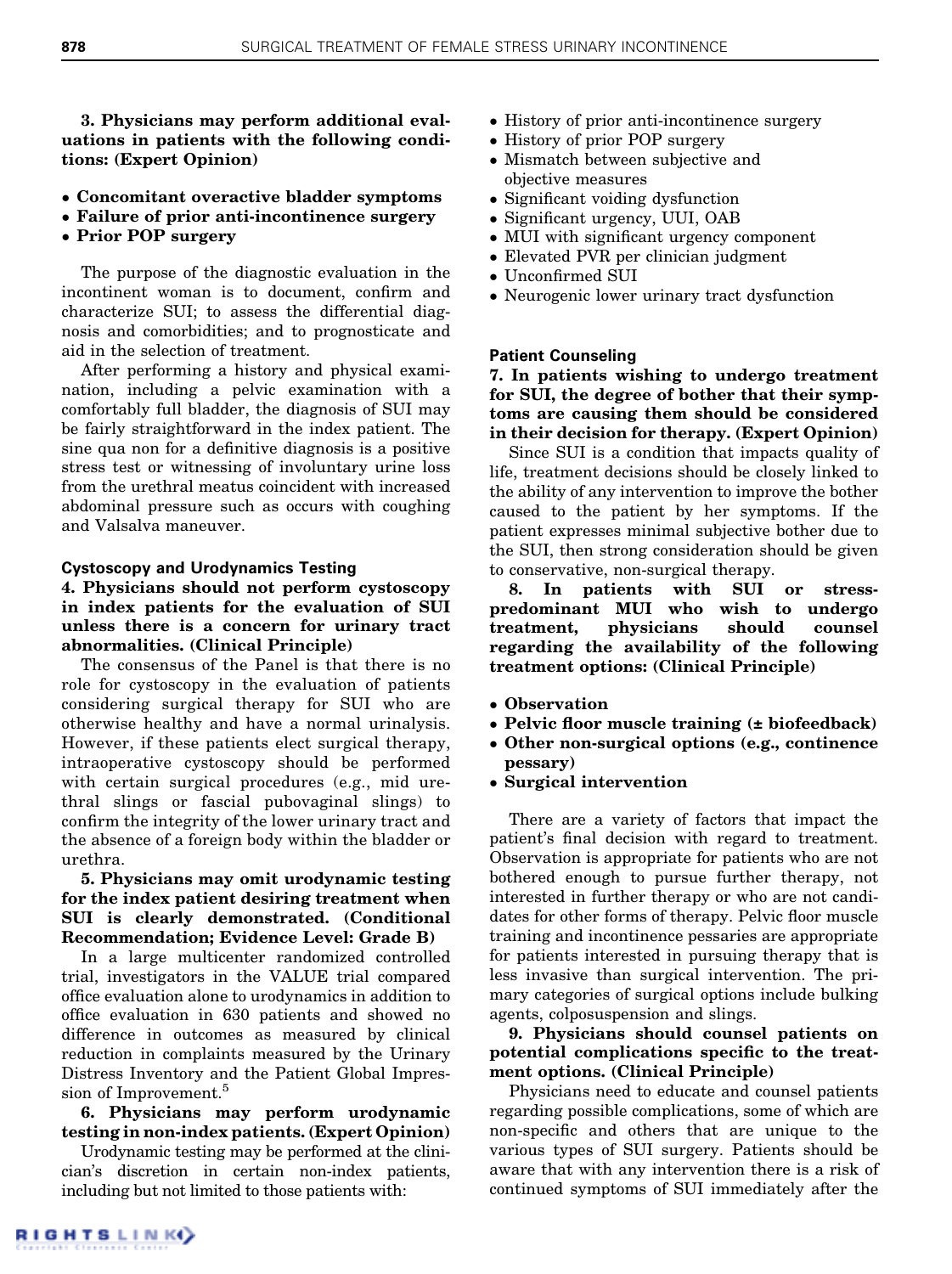**3. Physicians may perform additional evaluations in patients with the following conditions: (Expert Opinion)**

- **Concomitant overactive bladder symptoms**
- **Failure of prior anti-incontinence surgery**
- **Prior POP surgery**

The purpose of the diagnostic evaluation in the incontinent woman is to document, confirm and characterize SUI; to assess the differential diagnosis and comorbidities; and to prognosticate and aid in the selection of treatment.

After performing a history and physical examination, including a pelvic examination with a comfortably full bladder, the diagnosis of SUI may be fairly straightforward in the index patient. The sine qua non for a definitive diagnosis is a positive stress test or witnessing of involuntary urine loss from the urethral meatus coincident with increased abdominal pressure such as occurs with coughing and Valsalva maneuver.

### Cystoscopy and Urodynamics Testing

**4. Physicians should not perform cystoscopy in index patients for the evaluation of SUI unless there is a concern for urinary tract abnormalities. (Clinical Principle)**

The consensus of the Panel is that there is no role for cystoscopy in the evaluation of patients considering surgical therapy for SUI who are otherwise healthy and have a normal urinalysis. However, if these patients elect surgical therapy, intraoperative cystoscopy should be performed with certain surgical procedures (e.g., mid urethral slings or fascial pubovaginal slings) to confirm the integrity of the lower urinary tract and the absence of a foreign body within the bladder or urethra.

**5. Physicians may omit urodynamic testing for the index patient desiring treatment when SUI is clearly demonstrated. (Conditional Recommendation; Evidence Level: Grade B)**

In a large multicenter randomized controlled trial, investigators in the VALUE trial compared office evaluation alone to urodynamics in addition to office evaluation in 630 patients and showed no difference in outcomes as measured by clinical reduction in complaints measured by the Urinary Distress Inventory and the Patient Global Impression of Improvement.[5]

**6. Physicians may perform urodynamic testing in non-index patients. (Expert Opinion)**

Urodynamic testing may be performed at the clinician's discretion in certain non-index patients, including but not limited to those patients with:

- History of prior anti-incontinence surgery
- History of prior POP surgery
- Mismatch between subjective and objective measures
- Significant voiding dysfunction
- Significant urgency, UUI, OAB
- MUI with significant urgency component
- Elevated PVR per clinician judgment
- Unconfirmed SUI
- Neurogenic lower urinary tract dysfunction

### Patient Counseling

**7. In patients wishing to undergo treatment for SUI, the degree of bother that their symptoms are causing them should be considered in their decision for therapy. (Expert Opinion)**

Since SUI is a condition that impacts quality of life, treatment decisions should be closely linked to the ability of any intervention to improve the bother caused to the patient by her symptoms. If the patient expresses minimal subjective bother due to the SUI, then strong consideration should be given to conservative, non-surgical therapy.

**8. In patients with SUI or stress-predominant MUI who wish to undergo treatment, physicians should counsel regarding the availability of the following treatment options: (Clinical Principle)**

- **Observation**
- **Pelvic floor muscle training (± biofeedback)**
- **Other non-surgical options (e.g., continence pessary)**
- **Surgical intervention**

There are a variety of factors that impact the patient's final decision with regard to treatment. Observation is appropriate for patients who are not bothered enough to pursue further therapy, not interested in further therapy or who are not candidates for other forms of therapy. Pelvic floor muscle training and incontinence pessaries are appropriate for patients interested in pursuing therapy that is less invasive than surgical intervention. The primary categories of surgical options include bulking agents, colposuspension and slings.

**9. Physicians should counsel patients on potential complications specific to the treatment options. (Clinical Principle)**

Physicians need to educate and counsel patients regarding possible complications, some of which are non-specific and others that are unique to the various types of SUI surgery. Patients should be aware that with any intervention there is a risk of continued symptoms of SUI immediately after the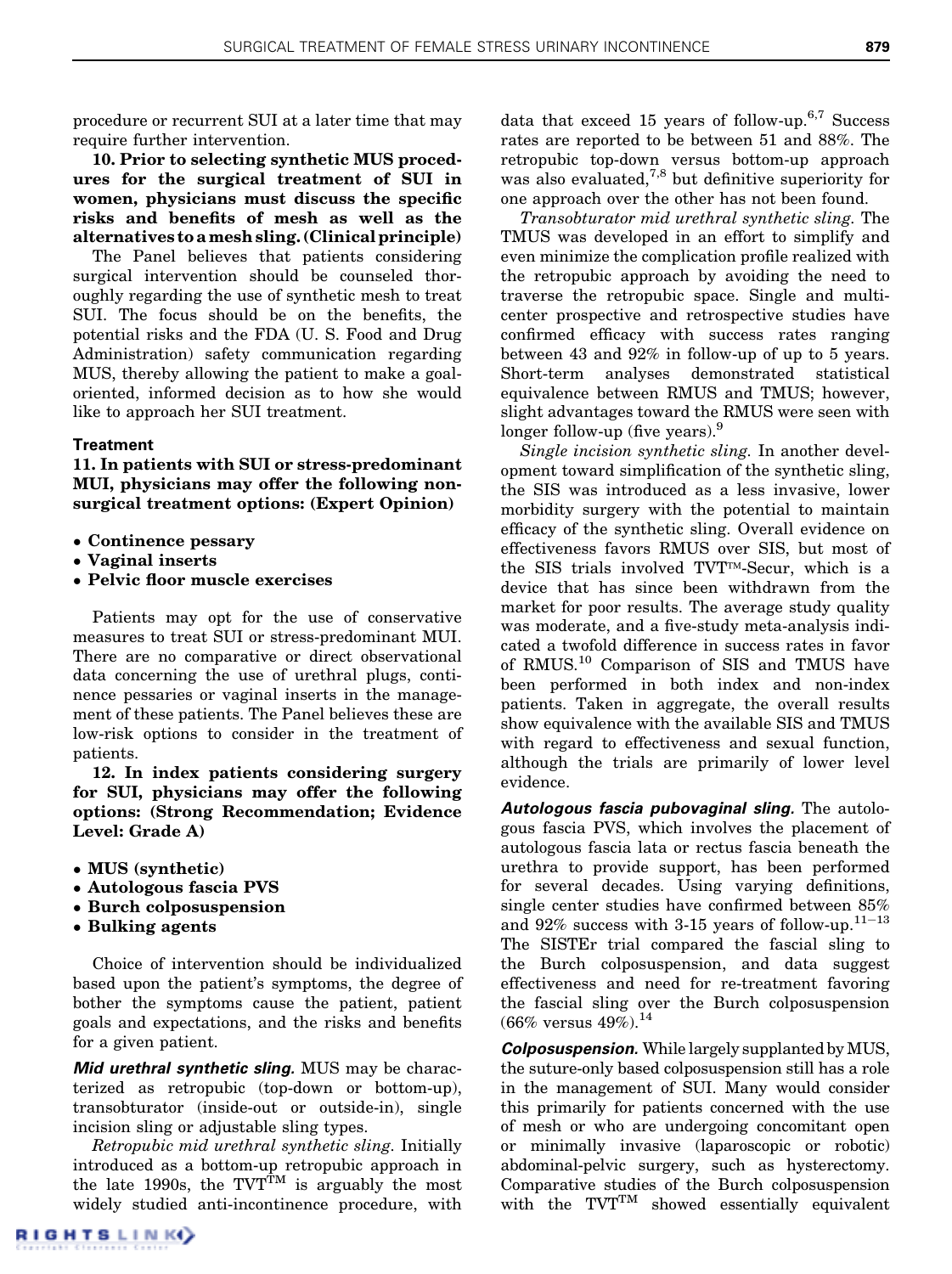procedure or recurrent SUI at a later time that may require further intervention.

**10. Prior to selecting synthetic MUS procedures for the surgical treatment of SUI in women, physicians must discuss the specific risks and benefits of mesh as well as the alternatives to a mesh sling. (Clinical principle)**

The Panel believes that patients considering surgical intervention should be counseled thoroughly regarding the use of synthetic mesh to treat SUI. The focus should be on the benefits, the potential risks and the FDA (U. S. Food and Drug Administration) safety communication regarding MUS, thereby allowing the patient to make a goal-oriented, informed decision as to how she would like to approach her SUI treatment.

#### Treatment

**11. In patients with SUI or stress-predominant MUI, physicians may offer the following non-surgical treatment options: (Expert Opinion)**

- **Continence pessary**
- **Vaginal inserts**
- **Pelvic floor muscle exercises**

Patients may opt for the use of conservative measures to treat SUI or stress-predominant MUI. There are no comparative or direct observational data concerning the use of urethral plugs, continence pessaries or vaginal inserts in the management of these patients. The Panel believes these are low-risk options to consider in the treatment of patients.

**12. In index patients considering surgery for SUI, physicians may offer the following options: (Strong Recommendation; Evidence Level: Grade A)**

- **MUS (synthetic)**
- **Autologous fascia PVS**
- **Burch colposuspension**
- **Bulking agents**

Choice of intervention should be individualized based upon the patient's symptoms, the degree of bother the symptoms cause the patient, patient goals and expectations, and the risks and benefits for a given patient.

***Mid urethral synthetic sling.*** MUS may be characterized as retropubic (top-down or bottom-up), transobturator (inside-out or outside-in), single incision sling or adjustable sling types.

*Retropubic mid urethral synthetic sling.* Initially introduced as a bottom-up retropubic approach in the late 1990s, the TVT™ is arguably the most widely studied anti-incontinence procedure, with data that exceed 15 years of follow-up.[6,7] Success rates are reported to be between 51 and 88%. The retropubic top-down versus bottom-up approach was also evaluated,[7,8] but definitive superiority for one approach over the other has not been found.

*Transobturator mid urethral synthetic sling.* The TMUS was developed in an effort to simplify and even minimize the complication profile realized with the retropubic approach by avoiding the need to traverse the retropubic space. Single and multicenter prospective and retrospective studies have confirmed efficacy with success rates ranging between 43 and 92% in follow-up of up to 5 years. Short-term analyses demonstrated statistical equivalence between RMUS and TMUS; however, slight advantages toward the RMUS were seen with longer follow-up (five years).[9]

*Single incision synthetic sling.* In another development toward simplification of the synthetic sling, the SIS was introduced as a less invasive, lower morbidity surgery with the potential to maintain efficacy of the synthetic sling. Overall evidence on effectiveness favors RMUS over SIS, but most of the SIS trials involved TVT™-Secur, which is a device that has since been withdrawn from the market for poor results. The average study quality was moderate, and a five-study meta-analysis indicated a twofold difference in success rates in favor of RMUS.[10] Comparison of SIS and TMUS have been performed in both index and non-index patients. Taken in aggregate, the overall results show equivalence with the available SIS and TMUS with regard to effectiveness and sexual function, although the trials are primarily of lower level evidence.

***Autologous fascia pubovaginal sling.*** The autologous fascia PVS, which involves the placement of autologous fascia lata or rectus fascia beneath the urethra to provide support, has been performed for several decades. Using varying definitions, single center studies have confirmed between 85% and 92% success with 3-15 years of follow-up.[11–13] The SISTEr trial compared the fascial sling to the Burch colposuspension, and data suggest effectiveness and need for re-treatment favoring the fascial sling over the Burch colposuspension (66% versus 49%).[14]

***Colposuspension.*** While largely supplanted by MUS, the suture-only based colposuspension still has a role in the management of SUI. Many would consider this primarily for patients concerned with the use of mesh or who are undergoing concomitant open or minimally invasive (laparoscopic or robotic) abdominal-pelvic surgery, such as hysterectomy. Comparative studies of the Burch colposuspension with the TVT™ showed essentially equivalent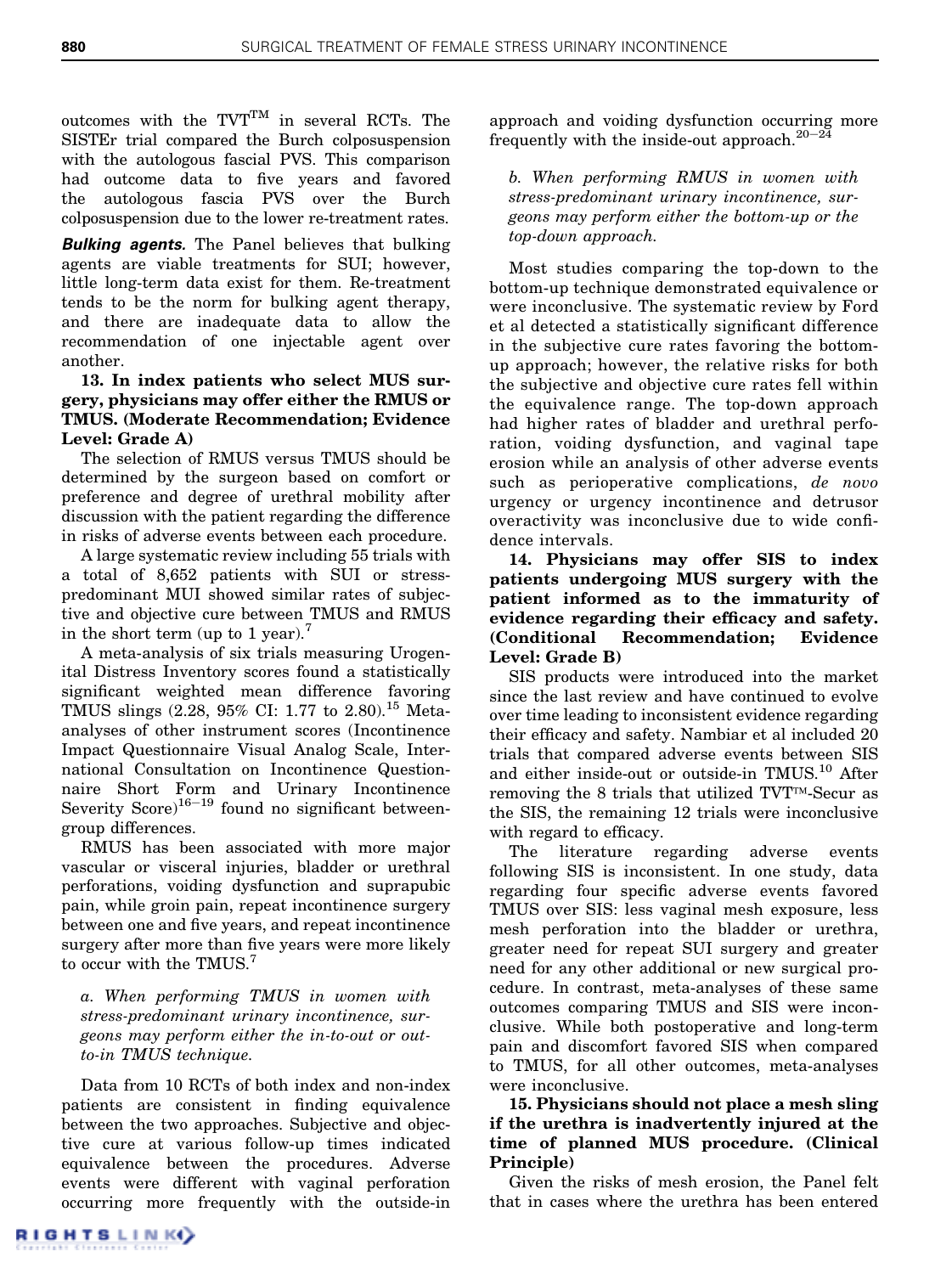outcomes with the TVT™ in several RCTs. The SISTEr trial compared the Burch colposuspension with the autologous fascial PVS. This comparison had outcome data to five years and favored the autologous fascia PVS over the Burch colposuspension due to the lower re-treatment rates.

***Bulking agents.*** The Panel believes that bulking agents are viable treatments for SUI; however, little long-term data exist for them. Re-treatment tends to be the norm for bulking agent therapy, and there are inadequate data to allow the recommendation of one injectable agent over another.

**13. In index patients who select MUS surgery, physicians may offer either the RMUS or TMUS. (Moderate Recommendation; Evidence Level: Grade A)**

The selection of RMUS versus TMUS should be determined by the surgeon based on comfort or preference and degree of urethral mobility after discussion with the patient regarding the difference in risks of adverse events between each procedure.

A large systematic review including 55 trials with a total of 8,652 patients with SUI or stress-predominant MUI showed similar rates of subjective and objective cure between TMUS and RMUS in the short term (up to 1 year).[7]

A meta-analysis of six trials measuring Urogenital Distress Inventory scores found a statistically significant weighted mean difference favoring TMUS slings (2.28, 95% CI: 1.77 to 2.80).[15] Meta-analyses of other instrument scores (Incontinence Impact Questionnaire Visual Analog Scale, International Consultation on Incontinence Questionnaire Short Form and Urinary Incontinence Severity Score)[16–19] found no significant between-group differences.

RMUS has been associated with more major vascular or visceral injuries, bladder or urethral perforations, voiding dysfunction and suprapubic pain, while groin pain, repeat incontinence surgery between one and five years, and repeat incontinence surgery after more than five years were more likely to occur with the TMUS.[7]

*a. When performing TMUS in women with stress-predominant urinary incontinence, surgeons may perform either the in-to-out or out-to-in TMUS technique.*

Data from 10 RCTs of both index and non-index patients are consistent in finding equivalence between the two approaches. Subjective and objective cure at various follow-up times indicated equivalence between the procedures. Adverse events were different with vaginal perforation occurring more frequently with the outside-in approach and voiding dysfunction occurring more frequently with the inside-out approach.[20–24]

*b. When performing RMUS in women with stress-predominant urinary incontinence, surgeons may perform either the bottom-up or the top-down approach.*

Most studies comparing the top-down to the bottom-up technique demonstrated equivalence or were inconclusive. The systematic review by Ford et al detected a statistically significant difference in the subjective cure rates favoring the bottom-up approach; however, the relative risks for both the subjective and objective cure rates fell within the equivalence range. The top-down approach had higher rates of bladder and urethral perforation, voiding dysfunction, and vaginal tape erosion while an analysis of other adverse events such as perioperative complications, *de novo* urgency or urgency incontinence and detrusor overactivity was inconclusive due to wide confidence intervals.

**14. Physicians may offer SIS to index patients undergoing MUS surgery with the patient informed as to the immaturity of evidence regarding their efficacy and safety. (Conditional Recommendation; Evidence Level: Grade B)**

SIS products were introduced into the market since the last review and have continued to evolve over time leading to inconsistent evidence regarding their efficacy and safety. Nambiar et al included 20 trials that compared adverse events between SIS and either inside-out or outside-in TMUS.[10] After removing the 8 trials that utilized TVT™-Secur as the SIS, the remaining 12 trials were inconclusive with regard to efficacy.

The literature regarding adverse events following SIS is inconsistent. In one study, data regarding four specific adverse events favored TMUS over SIS: less vaginal mesh exposure, less mesh perforation into the bladder or urethra, greater need for repeat SUI surgery and greater need for any other additional or new surgical procedure. In contrast, meta-analyses of these same outcomes comparing TMUS and SIS were inconclusive. While both postoperative and long-term pain and discomfort favored SIS when compared to TMUS, for all other outcomes, meta-analyses were inconclusive.

**15. Physicians should not place a mesh sling if the urethra is inadvertently injured at the time of planned MUS procedure. (Clinical Principle)**

Given the risks of mesh erosion, the Panel felt that in cases where the urethra has been entered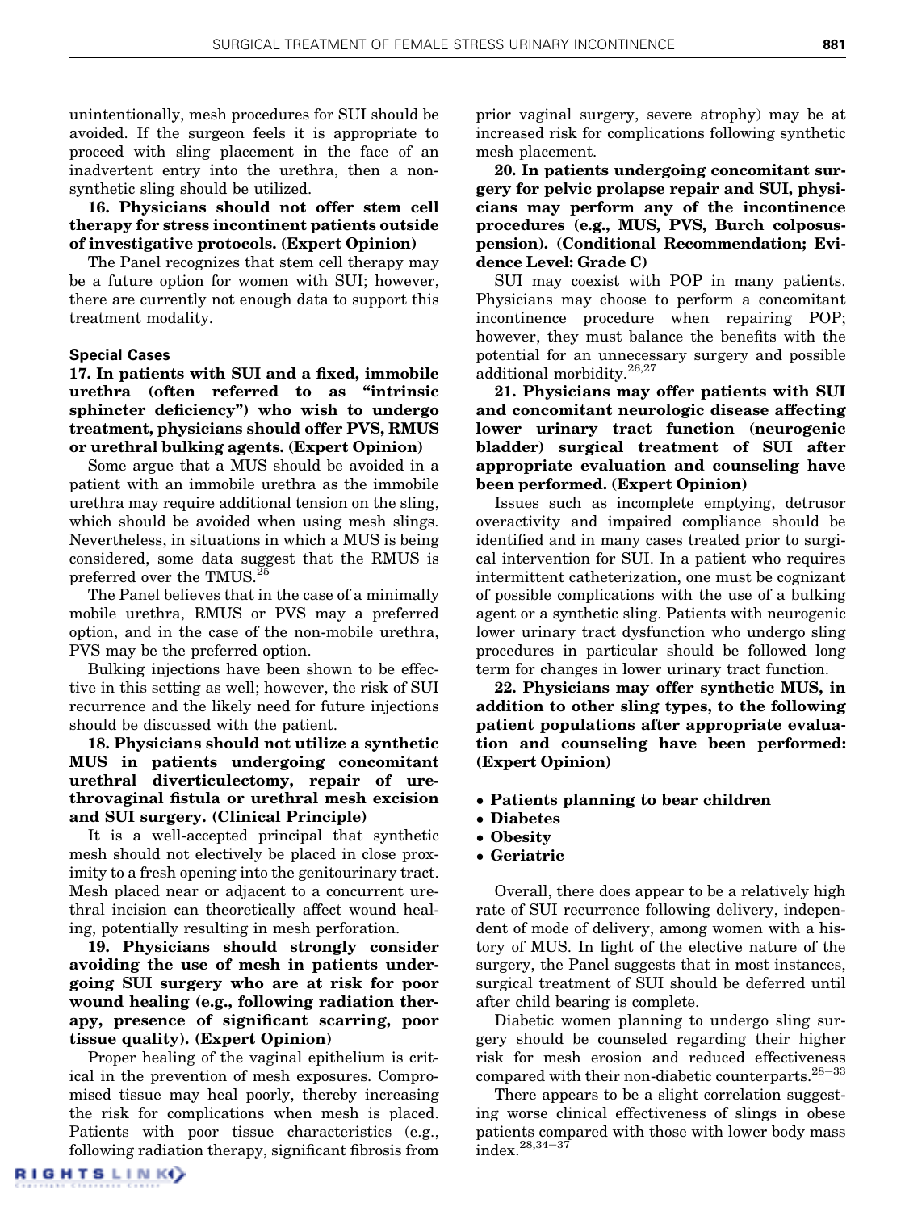unintentionally, mesh procedures for SUI should be avoided. If the surgeon feels it is appropriate to proceed with sling placement in the face of an inadvertent entry into the urethra, then a non-synthetic sling should be utilized.

**16. Physicians should not offer stem cell therapy for stress incontinent patients outside of investigative protocols. (Expert Opinion)**

The Panel recognizes that stem cell therapy may be a future option for women with SUI; however, there are currently not enough data to support this treatment modality.

### Special Cases

**17. In patients with SUI and a fixed, immobile urethra (often referred to as "intrinsic sphincter deficiency") who wish to undergo treatment, physicians should offer PVS, RMUS or urethral bulking agents. (Expert Opinion)**

Some argue that a MUS should be avoided in a patient with an immobile urethra as the immobile urethra may require additional tension on the sling, which should be avoided when using mesh slings. Nevertheless, in situations in which a MUS is being considered, some data suggest that the RMUS is preferred over the TMUS.[25]

The Panel believes that in the case of a minimally mobile urethra, RMUS or PVS may a preferred option, and in the case of the non-mobile urethra, PVS may be the preferred option.

Bulking injections have been shown to be effective in this setting as well; however, the risk of SUI recurrence and the likely need for future injections should be discussed with the patient.

**18. Physicians should not utilize a synthetic MUS in patients undergoing concomitant urethral diverticulectomy, repair of urethrovaginal fistula or urethral mesh excision and SUI surgery. (Clinical Principle)**

It is a well-accepted principal that synthetic mesh should not electively be placed in close proximity to a fresh opening into the genitourinary tract. Mesh placed near or adjacent to a concurrent urethral incision can theoretically affect wound healing, potentially resulting in mesh perforation.

**19. Physicians should strongly consider avoiding the use of mesh in patients undergoing SUI surgery who are at risk for poor wound healing (e.g., following radiation therapy, presence of significant scarring, poor tissue quality). (Expert Opinion)**

Proper healing of the vaginal epithelium is critical in the prevention of mesh exposures. Compromised tissue may heal poorly, thereby increasing the risk for complications when mesh is placed. Patients with poor tissue characteristics (e.g., following radiation therapy, significant fibrosis from prior vaginal surgery, severe atrophy) may be at increased risk for complications following synthetic mesh placement.

**20. In patients undergoing concomitant surgery for pelvic prolapse repair and SUI, physicians may perform any of the incontinence procedures (e.g., MUS, PVS, Burch colposuspension). (Conditional Recommendation; Evidence Level: Grade C)**

SUI may coexist with POP in many patients. Physicians may choose to perform a concomitant incontinence procedure when repairing POP; however, they must balance the benefits with the potential for an unnecessary surgery and possible additional morbidity.[26,27]

**21. Physicians may offer patients with SUI and concomitant neurologic disease affecting lower urinary tract function (neurogenic bladder) surgical treatment of SUI after appropriate evaluation and counseling have been performed. (Expert Opinion)**

Issues such as incomplete emptying, detrusor overactivity and impaired compliance should be identified and in many cases treated prior to surgical intervention for SUI. In a patient who requires intermittent catheterization, one must be cognizant of possible complications with the use of a bulking agent or a synthetic sling. Patients with neurogenic lower urinary tract dysfunction who undergo sling procedures in particular should be followed long term for changes in lower urinary tract function.

**22. Physicians may offer synthetic MUS, in addition to other sling types, to the following patient populations after appropriate evaluation and counseling have been performed: (Expert Opinion)**

- **Patients planning to bear children**
- **Diabetes**
- **Obesity**
- **Geriatric**

Overall, there does appear to be a relatively high rate of SUI recurrence following delivery, independent of mode of delivery, among women with a history of MUS. In light of the elective nature of the surgery, the Panel suggests that in most instances, surgical treatment of SUI should be deferred until after child bearing is complete.

Diabetic women planning to undergo sling surgery should be counseled regarding their higher risk for mesh erosion and reduced effectiveness compared with their non-diabetic counterparts.[28–33]

There appears to be a slight correlation suggesting worse clinical effectiveness of slings in obese patients compared with those with lower body mass index.[28,34–37]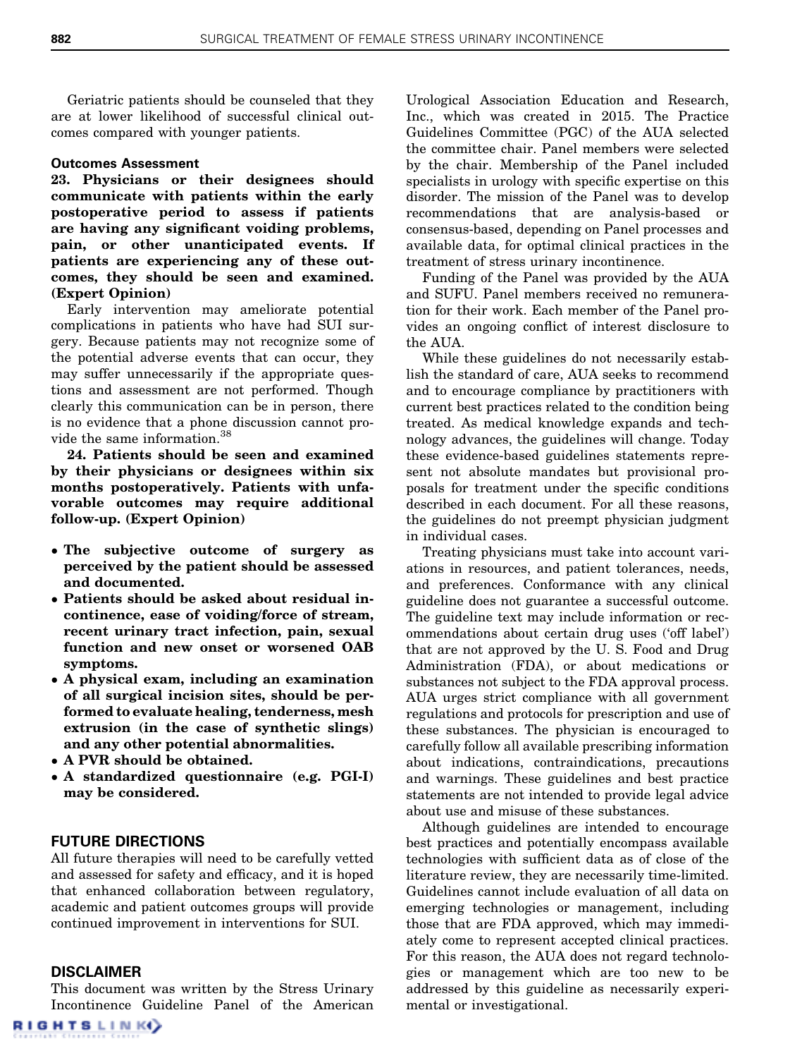Geriatric patients should be counseled that they are at lower likelihood of successful clinical outcomes compared with younger patients.

### Outcomes Assessment

**23. Physicians or their designees should communicate with patients within the early postoperative period to assess if patients are having any significant voiding problems, pain, or other unanticipated events. If patients are experiencing any of these outcomes, they should be seen and examined. (Expert Opinion)**

Early intervention may ameliorate potential complications in patients who have had SUI surgery. Because patients may not recognize some of the potential adverse events that can occur, they may suffer unnecessarily if the appropriate questions and assessment are not performed. Though clearly this communication can be in person, there is no evidence that a phone discussion cannot provide the same information.[38]

**24. Patients should be seen and examined by their physicians or designees within six months postoperatively. Patients with unfavorable outcomes may require additional follow-up. (Expert Opinion)**

- **The subjective outcome of surgery as perceived by the patient should be assessed and documented.**
- **Patients should be asked about residual incontinence, ease of voiding/force of stream, recent urinary tract infection, pain, sexual function and new onset or worsened OAB symptoms.**
- **A physical exam, including an examination of all surgical incision sites, should be performed to evaluate healing, tenderness, mesh extrusion (in the case of synthetic slings) and any other potential abnormalities.**
- **A PVR should be obtained.**
- **A standardized questionnaire (e.g. PGI-I) may be considered.**

## FUTURE DIRECTIONS

All future therapies will need to be carefully vetted and assessed for safety and efficacy, and it is hoped that enhanced collaboration between regulatory, academic and patient outcomes groups will provide continued improvement in interventions for SUI.

## DISCLAIMER

This document was written by the Stress Urinary Incontinence Guideline Panel of the American Urological Association Education and Research, Inc., which was created in 2015. The Practice Guidelines Committee (PGC) of the AUA selected the committee chair. Panel members were selected by the chair. Membership of the Panel included specialists in urology with specific expertise on this disorder. The mission of the Panel was to develop recommendations that are analysis-based or consensus-based, depending on Panel processes and available data, for optimal clinical practices in the treatment of stress urinary incontinence.

Funding of the Panel was provided by the AUA and SUFU. Panel members received no remuneration for their work. Each member of the Panel provides an ongoing conflict of interest disclosure to the AUA.

While these guidelines do not necessarily establish the standard of care, AUA seeks to recommend and to encourage compliance by practitioners with current best practices related to the condition being treated. As medical knowledge expands and technology advances, the guidelines will change. Today these evidence-based guidelines statements represent not absolute mandates but provisional proposals for treatment under the specific conditions described in each document. For all these reasons, the guidelines do not preempt physician judgment in individual cases.

Treating physicians must take into account variations in resources, and patient tolerances, needs, and preferences. Conformance with any clinical guideline does not guarantee a successful outcome. The guideline text may include information or recommendations about certain drug uses ('off label') that are not approved by the U. S. Food and Drug Administration (FDA), or about medications or substances not subject to the FDA approval process. AUA urges strict compliance with all government regulations and protocols for prescription and use of these substances. The physician is encouraged to carefully follow all available prescribing information about indications, contraindications, precautions and warnings. These guidelines and best practice statements are not intended to provide legal advice about use and misuse of these substances.

Although guidelines are intended to encourage best practices and potentially encompass available technologies with sufficient data as of close of the literature review, they are necessarily time-limited. Guidelines cannot include evaluation of all data on emerging technologies or management, including those that are FDA approved, which may immediately come to represent accepted clinical practices. For this reason, the AUA does not regard technologies or management which are too new to be addressed by this guideline as necessarily experimental or investigational.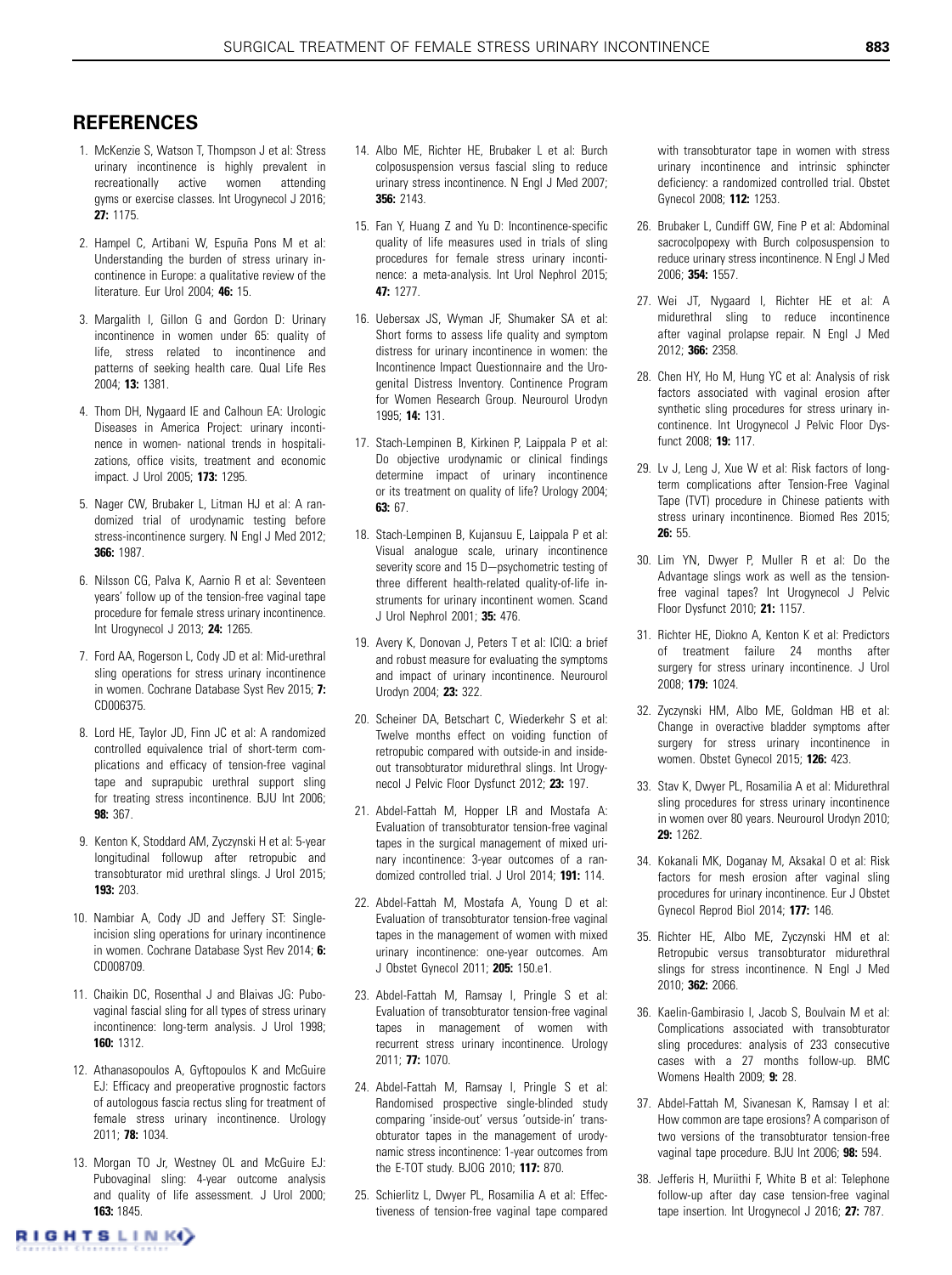## REFERENCES

1. McKenzie S, Watson T, Thompson J et al: Stress urinary incontinence is highly prevalent in recreationally active women attending gyms or exercise classes. Int Urogynecol J 2016; **27:** 1175.

2. Hampel C, Artibani W, Espuña Pons M et al: Understanding the burden of stress urinary incontinence in Europe: a qualitative review of the literature. Eur Urol 2004; **46:** 15.

3. Margalith I, Gillon G and Gordon D: Urinary incontinence in women under 65: quality of life, stress related to incontinence and patterns of seeking health care. Qual Life Res 2004; **13:** 1381.

4. Thom DH, Nygaard IE and Calhoun EA: Urologic Diseases in America Project: urinary incontinence in women- national trends in hospitalizations, office visits, treatment and economic impact. J Urol 2005; **173:** 1295.

5. Nager CW, Brubaker L, Litman HJ et al: A randomized trial of urodynamic testing before stress-incontinence surgery. N Engl J Med 2012; **366:** 1987.

6. Nilsson CG, Palva K, Aarnio R et al: Seventeen years' follow up of the tension-free vaginal tape procedure for female stress urinary incontinence. Int Urogynecol J 2013; **24:** 1265.

7. Ford AA, Rogerson L, Cody JD et al: Mid-urethral sling operations for stress urinary incontinence in women. Cochrane Database Syst Rev 2015; **7:** CD006375.

8. Lord HE, Taylor JD, Finn JC et al: A randomized controlled equivalence trial of short-term complications and efficacy of tension-free vaginal tape and suprapubic urethral support sling for treating stress incontinence. BJU Int 2006; **98:** 367.

9. Kenton K, Stoddard AM, Zyczynski H et al: 5-year longitudinal followup after retropubic and transobturator mid urethral slings. J Urol 2015; **193:** 203.

10. Nambiar A, Cody JD and Jeffery ST: Single-incision sling operations for urinary incontinence in women. Cochrane Database Syst Rev 2014; **6:** CD008709.

11. Chaikin DC, Rosenthal J and Blaivas JG: Pubovaginal fascial sling for all types of stress urinary incontinence: long-term analysis. J Urol 1998; **160:** 1312.

12. Athanasopoulos A, Gyftopoulos K and McGuire EJ: Efficacy and preoperative prognostic factors of autologous fascia rectus sling for treatment of female stress urinary incontinence. Urology 2011; **78:** 1034.

13. Morgan TO Jr, Westney OL and McGuire EJ: Pubovaginal sling: 4-year outcome analysis and quality of life assessment. J Urol 2000; **163:** 1845.

14. Albo ME, Richter HE, Brubaker L et al: Burch colposuspension versus fascial sling to reduce urinary stress incontinence. N Engl J Med 2007; **356:** 2143.

15. Fan Y, Huang Z and Yu D: Incontinence-specific quality of life measures used in trials of sling procedures for female stress urinary incontinence: a meta-analysis. Int Urol Nephrol 2015; **47:** 1277.

16. Uebersax JS, Wyman JF, Shumaker SA et al: Short forms to assess life quality and symptom distress for urinary incontinence in women: the Incontinence Impact Questionnaire and the Urogenital Distress Inventory. Continence Program for Women Research Group. Neurourol Urodyn 1995; **14:** 131.

17. Stach-Lempinen B, Kirkinen P, Laippala P et al: Do objective urodynamic or clinical findings determine impact of urinary incontinence or its treatment on quality of life? Urology 2004; **63:** 67.

18. Stach-Lempinen B, Kujansuu E, Laippala P et al: Visual analogue scale, urinary incontinence severity score and 15 D—psychometric testing of three different health-related quality-of-life instruments for urinary incontinent women. Scand J Urol Nephrol 2001; **35:** 476.

19. Avery K, Donovan J, Peters T et al: ICIQ: a brief and robust measure for evaluating the symptoms and impact of urinary incontinence. Neurourol Urodyn 2004; **23:** 322.

20. Scheiner DA, Betschart C, Wiederkehr S et al: Twelve months effect on voiding function of retropubic compared with outside-in and inside-out transobturator midurethral slings. Int Urogynecol J Pelvic Floor Dysfunct 2012; **23:** 197.

21. Abdel-Fattah M, Hopper LR and Mostafa A: Evaluation of transobturator tension-free vaginal tapes in the surgical management of mixed urinary incontinence: 3-year outcomes of a randomized controlled trial. J Urol 2014; **191:** 114.

22. Abdel-Fattah M, Mostafa A, Young D et al: Evaluation of transobturator tension-free vaginal tapes in the management of women with mixed urinary incontinence: one-year outcomes. Am J Obstet Gynecol 2011; **205:** 150.e1.

23. Abdel-Fattah M, Ramsay I, Pringle S et al: Evaluation of transobturator tension-free vaginal tapes in management of women with recurrent stress urinary incontinence. Urology 2011; **77:** 1070.

24. Abdel-Fattah M, Ramsay I, Pringle S et al: Randomised prospective single-blinded study comparing 'inside-out' versus 'outside-in' transobturator tapes in the management of urodynamic stress incontinence: 1-year outcomes from the E-TOT study. BJOG 2010; **117:** 870.

25. Schierlitz L, Dwyer PL, Rosamilia A et al: Effectiveness of tension-free vaginal tape compared with transobturator tape in women with stress urinary incontinence and intrinsic sphincter deficiency: a randomized controlled trial. Obstet Gynecol 2008; **112:** 1253.

26. Brubaker L, Cundiff GW, Fine P et al: Abdominal sacrocolpopexy with Burch colposuspension to reduce urinary stress incontinence. N Engl J Med 2006; **354:** 1557.

27. Wei JT, Nygaard I, Richter HE et al: A midurethral sling to reduce incontinence after vaginal prolapse repair. N Engl J Med 2012; **366:** 2358.

28. Chen HY, Ho M, Hung YC et al: Analysis of risk factors associated with vaginal erosion after synthetic sling procedures for stress urinary incontinence. Int Urogynecol J Pelvic Floor Dysfunct 2008; **19:** 117.

29. Lv J, Leng J, Xue W et al: Risk factors of long-term complications after Tension-Free Vaginal Tape (TVT) procedure in Chinese patients with stress urinary incontinence. Biomed Res 2015; **26:** 55.

30. Lim YN, Dwyer P, Muller R et al: Do the Advantage slings work as well as the tension-free vaginal tapes? Int Urogynecol J Pelvic Floor Dysfunct 2010; **21:** 1157.

31. Richter HE, Diokno A, Kenton K et al: Predictors of treatment failure 24 months after surgery for stress urinary incontinence. J Urol 2008; **179:** 1024.

32. Zyczynski HM, Albo ME, Goldman HB et al: Change in overactive bladder symptoms after surgery for stress urinary incontinence in women. Obstet Gynecol 2015; **126:** 423.

33. Stav K, Dwyer PL, Rosamilia A et al: Midurethral sling procedures for stress urinary incontinence in women over 80 years. Neurourol Urodyn 2010; **29:** 1262.

34. Kokanali MK, Doganay M, Aksakal O et al: Risk factors for mesh erosion after vaginal sling procedures for urinary incontinence. Eur J Obstet Gynecol Reprod Biol 2014; **177:** 146.

35. Richter HE, Albo ME, Zyczynski HM et al: Retropubic versus transobturator midurethral slings for stress incontinence. N Engl J Med 2010; **362:** 2066.

36. Kaelin-Gambirasio I, Jacob S, Boulvain M et al: Complications associated with transobturator sling procedures: analysis of 233 consecutive cases with a 27 months follow-up. BMC Womens Health 2009; **9:** 28.

37. Abdel-Fattah M, Sivanesan K, Ramsay I et al: How common are tape erosions? A comparison of two versions of the transobturator tension-free vaginal tape procedure. BJU Int 2006; **98:** 594.

38. Jefferis H, Muriithi F, White B et al: Telephone follow-up after day case tension-free vaginal tape insertion. Int Urogynecol J 2016; **27:** 787.